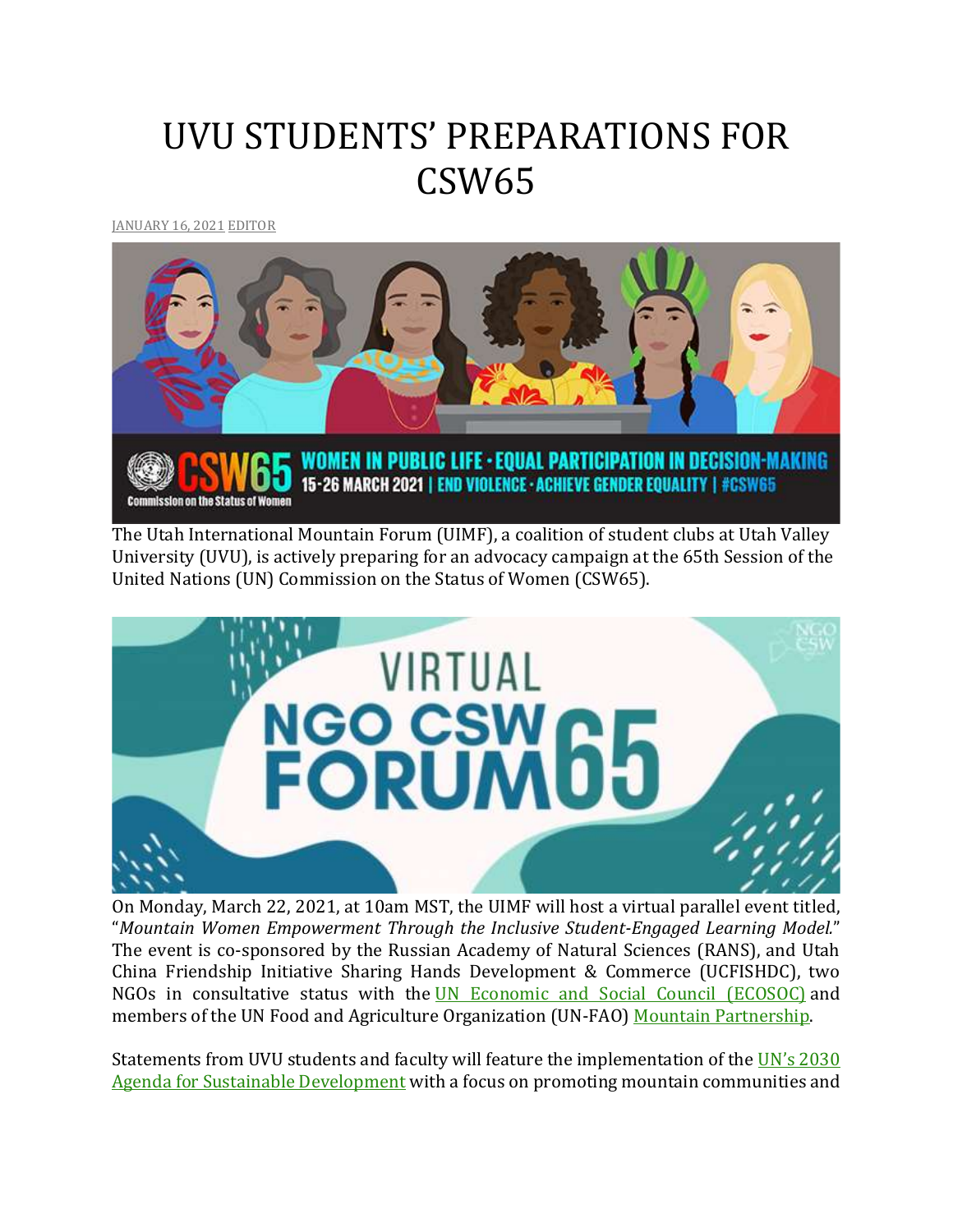# UVU STUDENTS' PREPARATIONS FOR CSW65

JANUARY 16, 2021 EDITOR

The Utah International Mountain Forum (UIMF), a coalition of student clubs at Utah Valley University (UVU), is actively preparing for an advocacy campaign at the 65th Session of the United Nations (UN) Commission on the Status of Women (CSW65).

On Monday, March 22, 2021, at 10am MST, the UIMF will host a virtual parallel event titled, "*Mountain Women Empowerment Through the Inclusive Student-Engaged Learning Model*." The event is co-sponsored by the Russian Academy of Natural Sciences (RANS), and Utah China Friendship Initiative Sharing Hands Development & Commerce (UCFISHDC), two NGOs in consultative status with the UN Economic and Social Council (ECOSOC) and members of the UN Food and Agriculture Organization (UN-FAO) Mountain Partnership.

Statements from UVU students and faculty will feature the implementation of the UN's 2030 Agenda for Sustainable Development with a focus on promoting mountain communities and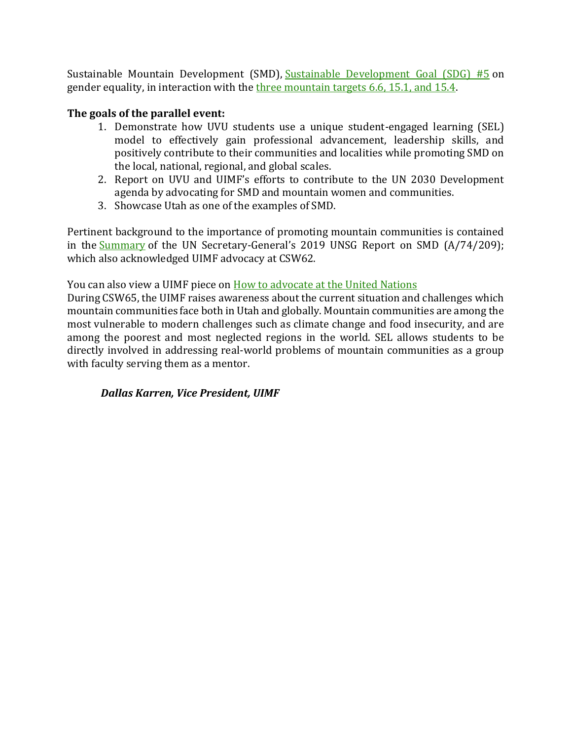Sustainable Mountain Development (SMD), [Sustainable Development Goal (SDG) #5] on gender equality, in interaction with the [three mountain targets 6.6, 15.1, and 15.4].

**The goals of the parallel event:**

1. Demonstrate how UVU students use a unique student-engaged learning (SEL) model to effectively gain professional advancement, leadership skills, and positively contribute to their communities and localities while promoting SMD on the local, national, regional, and global scales.
2. Report on UVU and UIMF's efforts to contribute to the UN 2030 Development agenda by advocating for SMD and mountain women and communities.
3. Showcase Utah as one of the examples of SMD.

Pertinent background to the importance of promoting mountain communities is contained in the [Summary] of the UN Secretary-General's 2019 UNSG Report on SMD (A/74/209); which also acknowledged UIMF advocacy at CSW62.

You can also view a UIMF piece on [How to advocate at the United Nations]
During CSW65, the UIMF raises awareness about the current situation and challenges which mountain communities face both in Utah and globally. Mountain communities are among the most vulnerable to modern challenges such as climate change and food insecurity, and are among the poorest and most neglected regions in the world. SEL allows students to be directly involved in addressing real-world problems of mountain communities as a group with faculty serving them as a mentor.

***Dallas Karren, Vice President, UIMF***